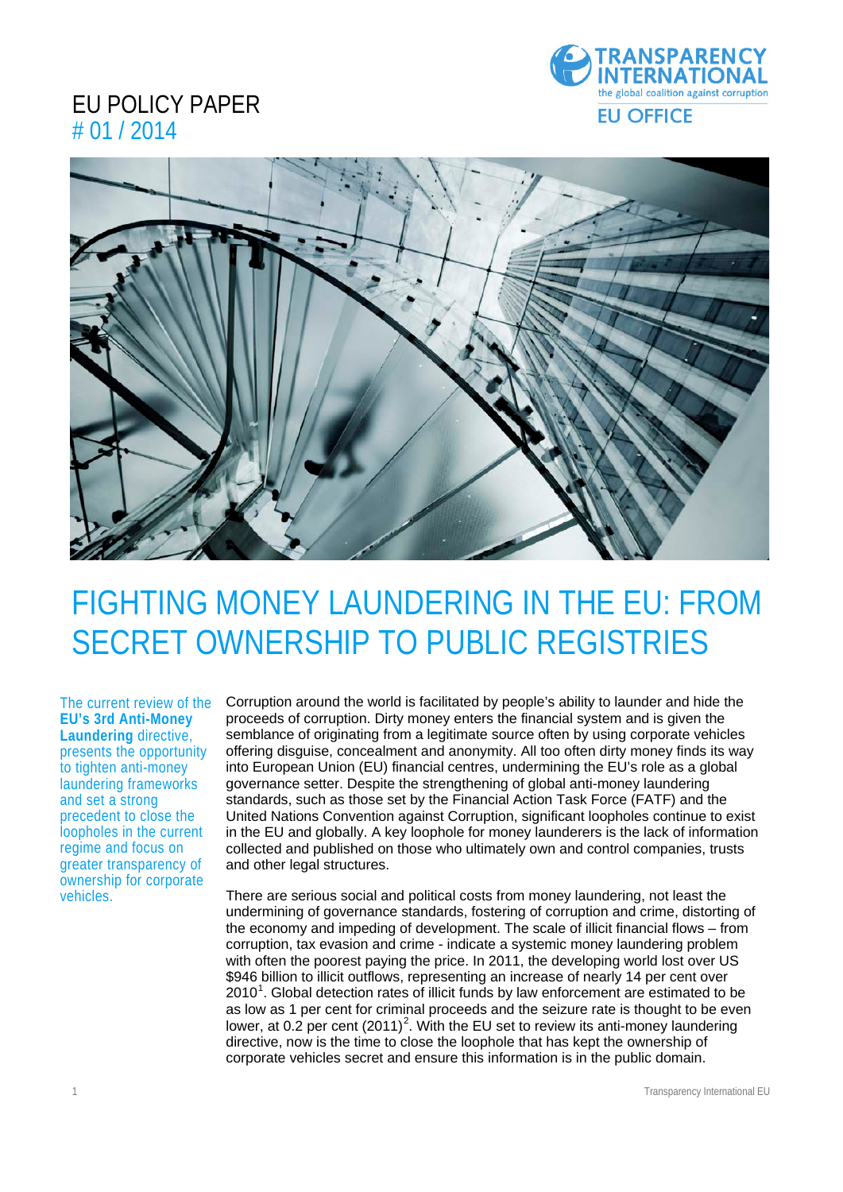EU POLICY PAPER
# 01 / 2014

TRANSPARENCY INTERNATIONAL
the global coalition against corruption
EU OFFICE

# FIGHTING MONEY LAUNDERING IN THE EU: FROM SECRET OWNERSHIP TO PUBLIC REGISTRIES

The current review of the **EU's 3rd Anti-Money Laundering** directive, presents the opportunity to tighten anti-money laundering frameworks and set a strong precedent to close the loopholes in the current regime and focus on greater transparency of ownership for corporate vehicles.

Corruption around the world is facilitated by people's ability to launder and hide the proceeds of corruption. Dirty money enters the financial system and is given the semblance of originating from a legitimate source often by using corporate vehicles offering disguise, concealment and anonymity. All too often dirty money finds its way into European Union (EU) financial centres, undermining the EU's role as a global governance setter. Despite the strengthening of global anti-money laundering standards, such as those set by the Financial Action Task Force (FATF) and the United Nations Convention against Corruption, significant loopholes continue to exist in the EU and globally. A key loophole for money launderers is the lack of information collected and published on those who ultimately own and control companies, trusts and other legal structures.

There are serious social and political costs from money laundering, not least the undermining of governance standards, fostering of corruption and crime, distorting of the economy and impeding of development. The scale of illicit financial flows – from corruption, tax evasion and crime - indicate a systemic money laundering problem with often the poorest paying the price. In 2011, the developing world lost over US $946 billion to illicit outflows, representing an increase of nearly 14 per cent over 2010[1]. Global detection rates of illicit funds by law enforcement are estimated to be as low as 1 per cent for criminal proceeds and the seizure rate is thought to be even lower, at 0.2 per cent (2011)[2]. With the EU set to review its anti-money laundering directive, now is the time to close the loophole that has kept the ownership of corporate vehicles secret and ensure this information is in the public domain.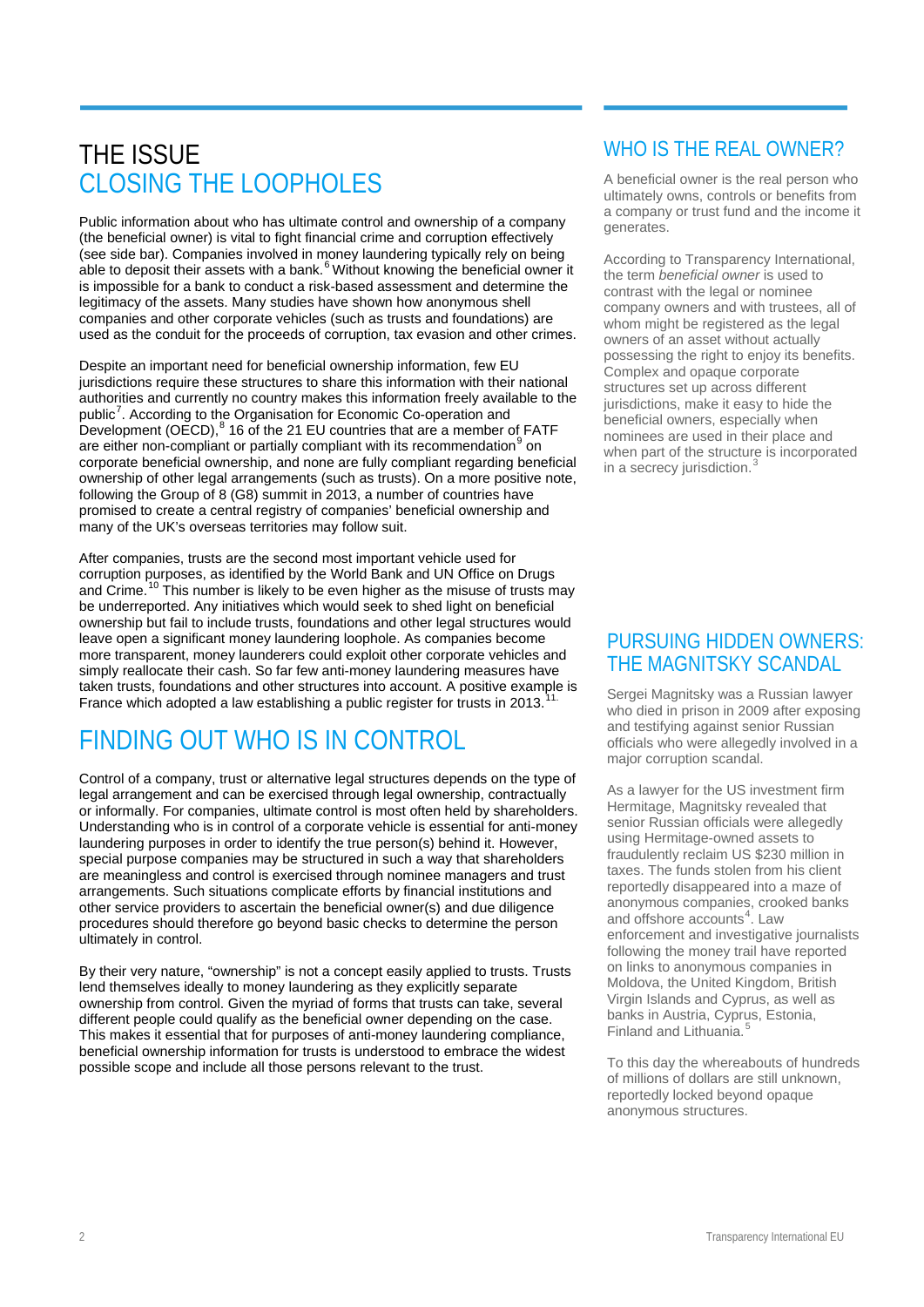# THE ISSUE
# CLOSING THE LOOPHOLES

Public information about who has ultimate control and ownership of a company (the beneficial owner) is vital to fight financial crime and corruption effectively (see side bar). Companies involved in money laundering typically rely on being able to deposit their assets with a bank.[6] Without knowing the beneficial owner it is impossible for a bank to conduct a risk-based assessment and determine the legitimacy of the assets. Many studies have shown how anonymous shell companies and other corporate vehicles (such as trusts and foundations) are used as the conduit for the proceeds of corruption, tax evasion and other crimes.

Despite an important need for beneficial ownership information, few EU jurisdictions require these structures to share this information with their national authorities and currently no country makes this information freely available to the public[7]. According to the Organisation for Economic Co-operation and Development (OECD),[8] 16 of the 21 EU countries that are a member of FATF are either non-compliant or partially compliant with its recommendation[9] on corporate beneficial ownership, and none are fully compliant regarding beneficial ownership of other legal arrangements (such as trusts). On a more positive note, following the Group of 8 (G8) summit in 2013, a number of countries have promised to create a central registry of companies' beneficial ownership and many of the UK's overseas territories may follow suit.

After companies, trusts are the second most important vehicle used for corruption purposes, as identified by the World Bank and UN Office on Drugs and Crime.[10] This number is likely to be even higher as the misuse of trusts may be underreported. Any initiatives which would seek to shed light on beneficial ownership but fail to include trusts, foundations and other legal structures would leave open a significant money laundering loophole. As companies become more transparent, money launderers could exploit other corporate vehicles and simply reallocate their cash. So far few anti-money laundering measures have taken trusts, foundations and other structures into account. A positive example is France which adopted a law establishing a public register for trusts in 2013.[11]

## FINDING OUT WHO IS IN CONTROL

Control of a company, trust or alternative legal structures depends on the type of legal arrangement and can be exercised through legal ownership, contractually or informally. For companies, ultimate control is most often held by shareholders. Understanding who is in control of a corporate vehicle is essential for anti-money laundering purposes in order to identify the true person(s) behind it. However, special purpose companies may be structured in such a way that shareholders are meaningless and control is exercised through nominee managers and trust arrangements. Such situations complicate efforts by financial institutions and other service providers to ascertain the beneficial owner(s) and due diligence procedures should therefore go beyond basic checks to determine the person ultimately in control.

By their very nature, "ownership" is not a concept easily applied to trusts. Trusts lend themselves ideally to money laundering as they explicitly separate ownership from control. Given the myriad of forms that trusts can take, several different people could qualify as the beneficial owner depending on the case. This makes it essential that for purposes of anti-money laundering compliance, beneficial ownership information for trusts is understood to embrace the widest possible scope and include all those persons relevant to the trust.

## WHO IS THE REAL OWNER?

A beneficial owner is the real person who ultimately owns, controls or benefits from a company or trust fund and the income it generates.

According to Transparency International, the term *beneficial owner* is used to contrast with the legal or nominee company owners and with trustees, all of whom might be registered as the legal owners of an asset without actually possessing the right to enjoy its benefits. Complex and opaque corporate structures set up across different jurisdictions, make it easy to hide the beneficial owners, especially when nominees are used in their place and when part of the structure is incorporated in a secrecy jurisdiction.[3]

## PURSUING HIDDEN OWNERS: THE MAGNITSKY SCANDAL

Sergei Magnitsky was a Russian lawyer who died in prison in 2009 after exposing and testifying against senior Russian officials who were allegedly involved in a major corruption scandal.

As a lawyer for the US investment firm Hermitage, Magnitsky revealed that senior Russian officials were allegedly using Hermitage-owned assets to fraudulently reclaim US $230 million in taxes. The funds stolen from his client reportedly disappeared into a maze of anonymous companies, crooked banks and offshore accounts[4]. Law enforcement and investigative journalists following the money trail have reported on links to anonymous companies in Moldova, the United Kingdom, British Virgin Islands and Cyprus, as well as banks in Austria, Cyprus, Estonia, Finland and Lithuania.[5]

To this day the whereabouts of hundreds of millions of dollars are still unknown, reportedly locked beyond opaque anonymous structures.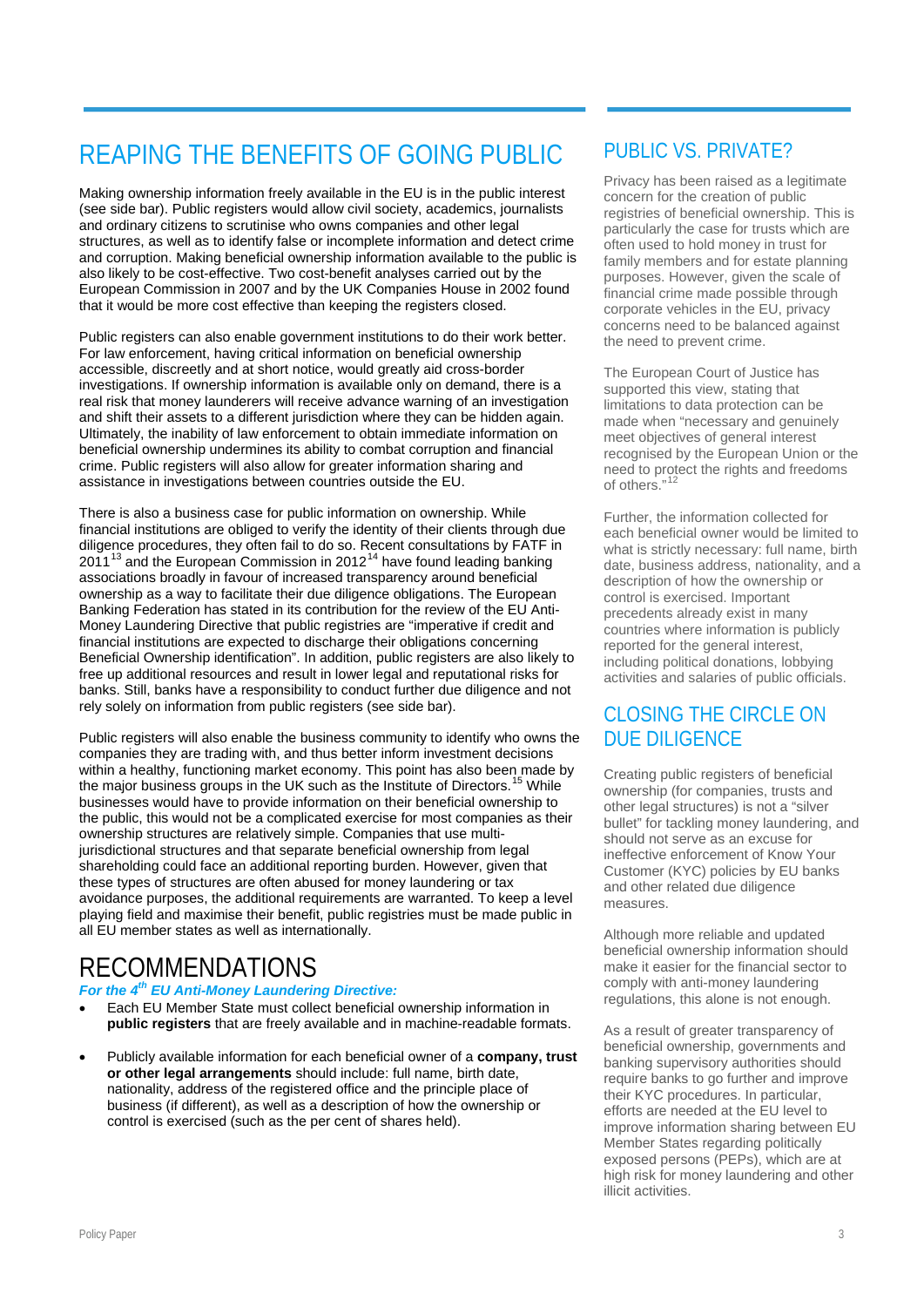## REAPING THE BENEFITS OF GOING PUBLIC

Making ownership information freely available in the EU is in the public interest (see side bar). Public registers would allow civil society, academics, journalists and ordinary citizens to scrutinise who owns companies and other legal structures, as well as to identify false or incomplete information and detect crime and corruption. Making beneficial ownership information available to the public is also likely to be cost-effective. Two cost-benefit analyses carried out by the European Commission in 2007 and by the UK Companies House in 2002 found that it would be more cost effective than keeping the registers closed.

Public registers can also enable government institutions to do their work better. For law enforcement, having critical information on beneficial ownership accessible, discreetly and at short notice, would greatly aid cross-border investigations. If ownership information is available only on demand, there is a real risk that money launderers will receive advance warning of an investigation and shift their assets to a different jurisdiction where they can be hidden again. Ultimately, the inability of law enforcement to obtain immediate information on beneficial ownership undermines its ability to combat corruption and financial crime. Public registers will also allow for greater information sharing and assistance in investigations between countries outside the EU.

There is also a business case for public information on ownership. While financial institutions are obliged to verify the identity of their clients through due diligence procedures, they often fail to do so. Recent consultations by FATF in 2011[13] and the European Commission in 2012[14] have found leading banking associations broadly in favour of increased transparency around beneficial ownership as a way to facilitate their due diligence obligations. The European Banking Federation has stated in its contribution for the review of the EU Anti-Money Laundering Directive that public registries are "imperative if credit and financial institutions are expected to discharge their obligations concerning Beneficial Ownership identification". In addition, public registers are also likely to free up additional resources and result in lower legal and reputational risks for banks. Still, banks have a responsibility to conduct further due diligence and not rely solely on information from public registers (see side bar).

Public registers will also enable the business community to identify who owns the companies they are trading with, and thus better inform investment decisions within a healthy, functioning market economy. This point has also been made by the major business groups in the UK such as the Institute of Directors.[15] While businesses would have to provide information on their beneficial ownership to the public, this would not be a complicated exercise for most companies as their ownership structures are relatively simple. Companies that use multi-jurisdictional structures and that separate beneficial ownership from legal shareholding could face an additional reporting burden. However, given that these types of structures are often abused for money laundering or tax avoidance purposes, the additional requirements are warranted. To keep a level playing field and maximise their benefit, public registries must be made public in all EU member states as well as internationally.

## RECOMMENDATIONS

***For the 4th EU Anti-Money Laundering Directive:***

- Each EU Member State must collect beneficial ownership information in **public registers** that are freely available and in machine-readable formats.
- Publicly available information for each beneficial owner of a **company, trust or other legal arrangements** should include: full name, birth date, nationality, address of the registered office and the principle place of business (if different), as well as a description of how the ownership or control is exercised (such as the per cent of shares held).

## PUBLIC VS. PRIVATE?

Privacy has been raised as a legitimate concern for the creation of public registries of beneficial ownership. This is particularly the case for trusts which are often used to hold money in trust for family members and for estate planning purposes. However, given the scale of financial crime made possible through corporate vehicles in the EU, privacy concerns need to be balanced against the need to prevent crime.

The European Court of Justice has supported this view, stating that limitations to data protection can be made when "necessary and genuinely meet objectives of general interest recognised by the European Union or the need to protect the rights and freedoms of others."[12]

Further, the information collected for each beneficial owner would be limited to what is strictly necessary: full name, birth date, business address, nationality, and a description of how the ownership or control is exercised. Important precedents already exist in many countries where information is publicly reported for the general interest, including political donations, lobbying activities and salaries of public officials.

## CLOSING THE CIRCLE ON DUE DILIGENCE

Creating public registers of beneficial ownership (for companies, trusts and other legal structures) is not a "silver bullet" for tackling money laundering, and should not serve as an excuse for ineffective enforcement of Know Your Customer (KYC) policies by EU banks and other related due diligence measures.

Although more reliable and updated beneficial ownership information should make it easier for the financial sector to comply with anti-money laundering regulations, this alone is not enough.

As a result of greater transparency of beneficial ownership, governments and banking supervisory authorities should require banks to go further and improve their KYC procedures. In particular, efforts are needed at the EU level to improve information sharing between EU Member States regarding politically exposed persons (PEPs), which are at high risk for money laundering and other illicit activities.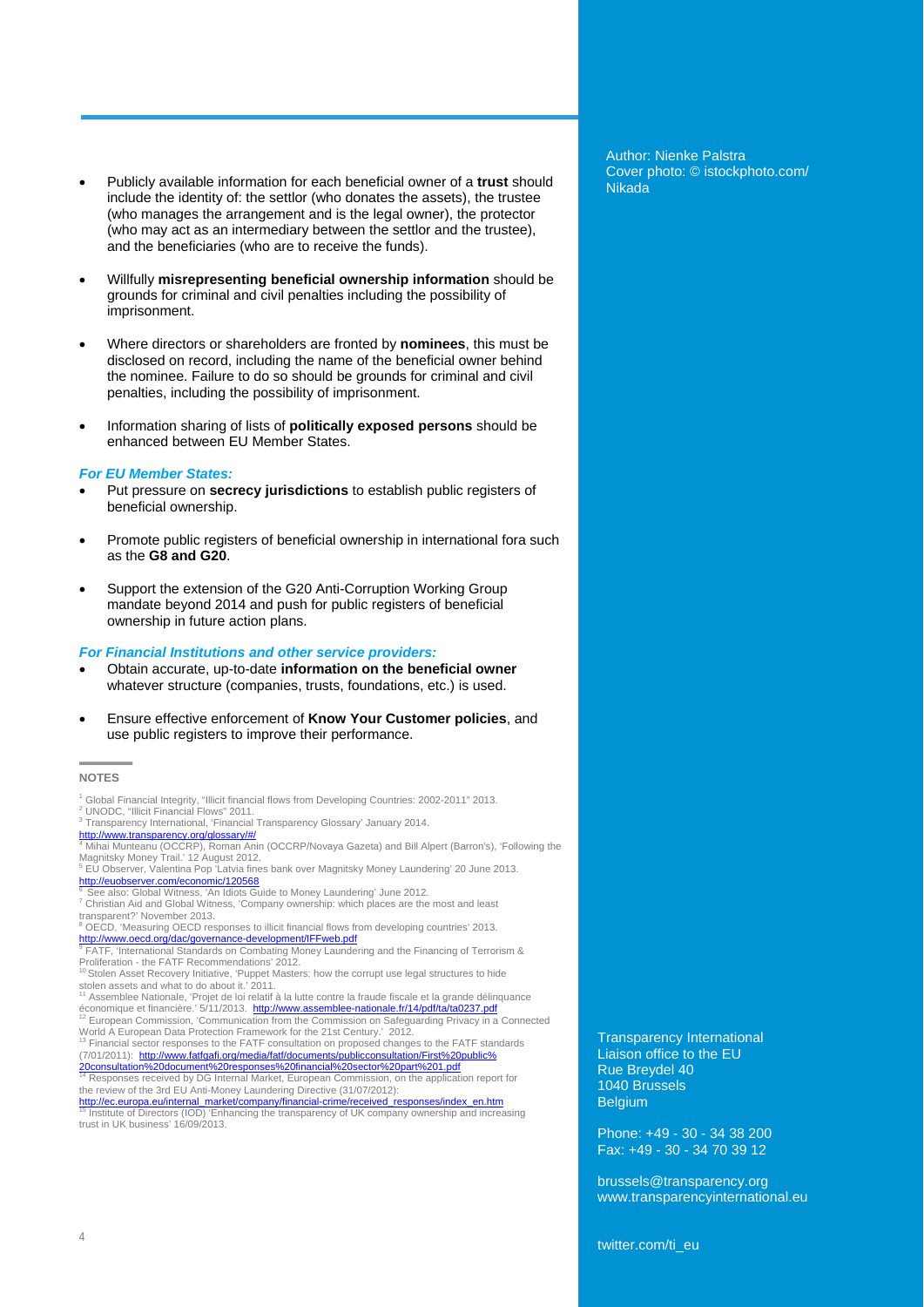- Publicly available information for each beneficial owner of a **trust** should include the identity of: the settlor (who donates the assets), the trustee (who manages the arrangement and is the legal owner), the protector (who may act as an intermediary between the settlor and the trustee), and the beneficiaries (who are to receive the funds).

- Willfully **misrepresenting beneficial ownership information** should be grounds for criminal and civil penalties including the possibility of imprisonment.

- Where directors or shareholders are fronted by **nominees**, this must be disclosed on record, including the name of the beneficial owner behind the nominee. Failure to do so should be grounds for criminal and civil penalties, including the possibility of imprisonment.

- Information sharing of lists of **politically exposed persons** should be enhanced between EU Member States.

### *For EU Member States:*

- Put pressure on **secrecy jurisdictions** to establish public registers of beneficial ownership.

- Promote public registers of beneficial ownership in international fora such as the **G8 and G20**.

- Support the extension of the G20 Anti-Corruption Working Group mandate beyond 2014 and push for public registers of beneficial ownership in future action plans.

### *For Financial Institutions and other service providers:*

- Obtain accurate, up-to-date **information on the beneficial owner** whatever structure (companies, trusts, foundations, etc.) is used.

- Ensure effective enforcement of **Know Your Customer policies**, and use public registers to improve their performance.

**NOTES**

[1] Global Financial Integrity, "Illicit financial flows from Developing Countries: 2002-2011" 2013.
[2] UNODC, "Illicit Financial Flows" 2011.
[3] Transparency International, 'Financial Transparency Glossary' January 2014. http://www.transparency.org/glossary/#/
[4] Mihai Munteanu (OCCRP), Roman Anin (OCCRP/Novaya Gazeta) and Bill Alpert (Barron's), 'Following the Magnitsky Money Trail.' 12 August 2012.
[5] EU Observer, Valentina Pop 'Latvia fines bank over Magnitsky Money Laundering' 20 June 2013. http://euobserver.com/economic/120568
[6] See also: Global Witness, 'An Idiots Guide to Money Laundering' June 2012.
[7] Christian Aid and Global Witness, 'Company ownership: which places are the most and least transparent?' November 2013.
[8] OECD, 'Measuring OECD responses to illicit financial flows from developing countries' 2013. http://www.oecd.org/dac/governance-development/IFFweb.pdf
[9] FATF, 'International Standards on Combating Money Laundering and the Financing of Terrorism & Proliferation - the FATF Recommendations' 2012.
[10] Stolen Asset Recovery Initiative, 'Puppet Masters: how the corrupt use legal structures to hide stolen assets and what to do about it.' 2011.
[11] Assemblee Nationale, 'Projet de loi relatif à la lutte contre la fraude fiscale et la grande délinquance économique et financière.' 5/11/2013. http://www.assemblee-nationale.fr/14/pdf/ta/ta0237.pdf
[12] European Commission, 'Communication from the Commission on Safeguarding Privacy in a Connected World A European Data Protection Framework for the 21st Century.' 2012.
[13] Financial sector responses to the FATF consultation on proposed changes to the FATF standards (7/01/2011): http://www.fatfgafi.org/media/fatf/documents/publicconsultation/First%20public%20consultation%20document%20responses%20financial%20sector%20part%201.pdf
[14] Responses received by DG Internal Market, European Commission, on the application report for the review of the 3rd EU Anti-Money Laundering Directive (31/07/2012): http://ec.europa.eu/internal_market/company/financial-crime/received_responses/index_en.htm
[15] Institute of Directors (IOD) 'Enhancing the transparency of UK company ownership and increasing trust in UK business' 16/09/2013.

Author: Nienke Palstra
Cover photo: © istockphoto.com/ Nikada

Transparency International
Liaison office to the EU
Rue Breydel 40
1040 Brussels
Belgium

Phone: +49 - 30 - 34 38 200
Fax: +49 - 30 - 34 70 39 12

brussels@transparency.org
www.transparencyinternational.eu

twitter.com/ti_eu